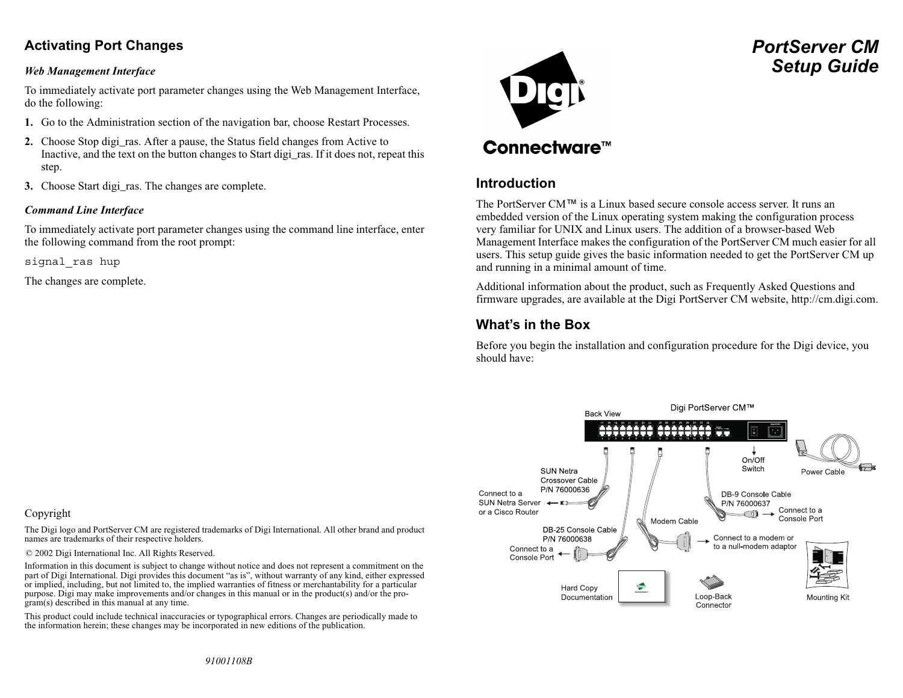## Activating Port Changes

### *Web Management Interface*

To immediately activate port parameter changes using the Web Management Interface, do the following:

1. Go to the Administration section of the navigation bar, choose Restart Processes.
2. Choose Stop digi_ras. After a pause, the Status field changes from Active to Inactive, and the text on the button changes to Start digi_ras. If it does not, repeat this step.
3. Choose Start digi_ras. The changes are complete.

### *Command Line Interface*

To immediately activate port parameter changes using the command line interface, enter the following command from the root prompt:

```
signal_ras hup
```

The changes are complete.

Copyright

The Digi logo and PortServer CM are registered trademarks of Digi International. All other brand and product names are trademarks of their respective holders.

© 2002 Digi International Inc. All Rights Reserved.

Information in this document is subject to change without notice and does not represent a commitment on the part of Digi International. Digi provides this document "as is", without warranty of any kind, either expressed or implied, including, but not limited to, the implied warranties of fitness or merchantability for a particular purpose. Digi may make improvements and/or changes in this manual or in the product(s) and/or the program(s) described in this manual at any time.

This product could include technical inaccuracies or typographical errors. Changes are periodically made to the information herein; these changes may be incorporated in new editions of the publication.

91001108B

# PortServer CM Setup Guide

Digi Connectware™

## Introduction

The PortServer CM™ is a Linux based secure console access server. It runs an embedded version of the Linux operating system making the configuration process very familiar for UNIX and Linux users. The addition of a browser-based Web Management Interface makes the configuration of the PortServer CM much easier for all users. This setup guide gives the basic information needed to get the PortServer CM up and running in a minimal amount of time.

Additional information about the product, such as Frequently Asked Questions and firmware upgrades, are available at the Digi PortServer CM website, http://cm.digi.com.

## What's in the Box

Before you begin the installation and configuration procedure for the Digi device, you should have:

Digi PortServer CM™

Back View

On/Off Switch

Power Cable

SUN Netra Crossover Cable P/N 76000636

Connect to a SUN Netra Server or a Cisco Router

DB-9 Console Cable P/N 76000637

Connect to a Console Port

Modem Cable

DB-25 Console Cable P/N 76000638

Connect to a Console Port

Connect to a modem or to a null-modem adaptor

Hard Copy Documentation

Loop-Back Connector

Mounting Kit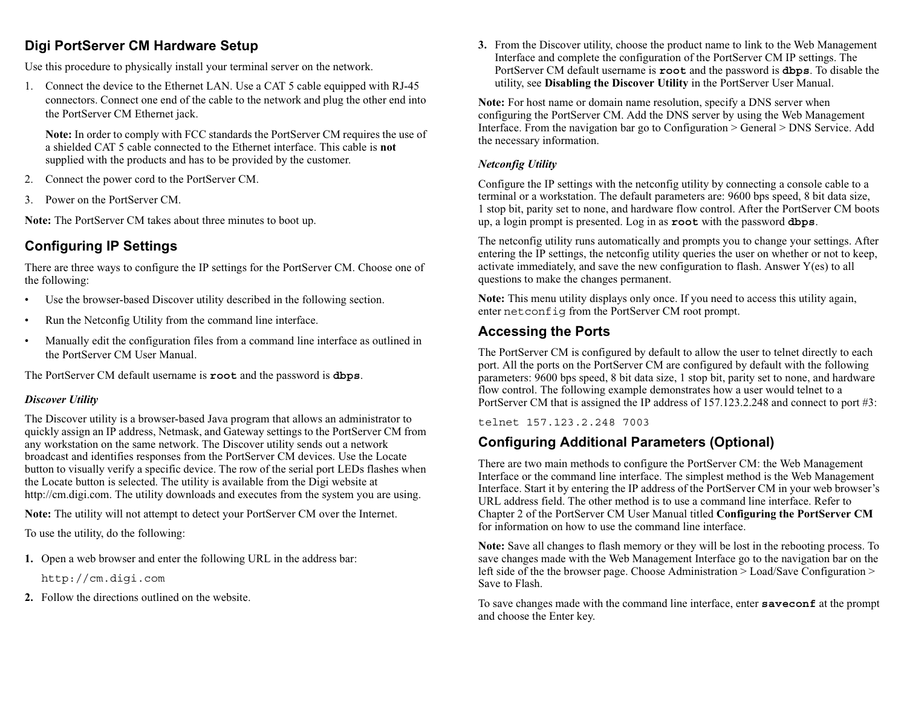## Digi PortServer CM Hardware Setup

Use this procedure to physically install your terminal server on the network.

1. Connect the device to the Ethernet LAN. Use a CAT 5 cable equipped with RJ-45 connectors. Connect one end of the cable to the network and plug the other end into the PortServer CM Ethernet jack.

   **Note:** In order to comply with FCC standards the PortServer CM requires the use of a shielded CAT 5 cable connected to the Ethernet interface. This cable is **not** supplied with the products and has to be provided by the customer.

2. Connect the power cord to the PortServer CM.
3. Power on the PortServer CM.

**Note:** The PortServer CM takes about three minutes to boot up.

## Configuring IP Settings

There are three ways to configure the IP settings for the PortServer CM. Choose one of the following:

- Use the browser-based Discover utility described in the following section.
- Run the Netconfig Utility from the command line interface.
- Manually edit the configuration files from a command line interface as outlined in the PortServer CM User Manual.

The PortServer CM default username is **`root`** and the password is **`dbps`**.

### *Discover Utility*

The Discover utility is a browser-based Java program that allows an administrator to quickly assign an IP address, Netmask, and Gateway settings to the PortServer CM from any workstation on the same network. The Discover utility sends out a network broadcast and identifies responses from the PortServer CM devices. Use the Locate button to visually verify a specific device. The row of the serial port LEDs flashes when the Locate button is selected. The utility is available from the Digi website at http://cm.digi.com. The utility downloads and executes from the system you are using.

**Note:** The utility will not attempt to detect your PortServer CM over the Internet.

To use the utility, do the following:

1. Open a web browser and enter the following URL in the address bar:

   `http://cm.digi.com`

2. Follow the directions outlined on the website.
3. From the Discover utility, choose the product name to link to the Web Management Interface and complete the configuration of the PortServer CM IP settings. The PortServer CM default username is **`root`** and the password is **`dbps`**. To disable the utility, see **Disabling the Discover Utility** in the PortServer User Manual.

**Note:** For host name or domain name resolution, specify a DNS server when configuring the PortServer CM. Add the DNS server by using the Web Management Interface. From the navigation bar go to Configuration > General > DNS Service. Add the necessary information.

### *Netconfig Utility*

Configure the IP settings with the netconfig utility by connecting a console cable to a terminal or a workstation. The default parameters are: 9600 bps speed, 8 bit data size, 1 stop bit, parity set to none, and hardware flow control. After the PortServer CM boots up, a login prompt is presented. Log in as **`root`** with the password **`dbps`**.

The netconfig utility runs automatically and prompts you to change your settings. After entering the IP settings, the netconfig utility queries the user on whether or not to keep, activate immediately, and save the new configuration to flash. Answer Y(es) to all questions to make the changes permanent.

**Note:** This menu utility displays only once. If you need to access this utility again, enter `netconfig` from the PortServer CM root prompt.

## Accessing the Ports

The PortServer CM is configured by default to allow the user to telnet directly to each port. All the ports on the PortServer CM are configured by default with the following parameters: 9600 bps speed, 8 bit data size, 1 stop bit, parity set to none, and hardware flow control. The following example demonstrates how a user would telnet to a PortServer CM that is assigned the IP address of 157.123.2.248 and connect to port #3:

```
telnet 157.123.2.248 7003
```

## Configuring Additional Parameters (Optional)

There are two main methods to configure the PortServer CM: the Web Management Interface or the command line interface. The simplest method is the Web Management Interface. Start it by entering the IP address of the PortServer CM in your web browser's URL address field. The other method is to use a command line interface. Refer to Chapter 2 of the PortServer CM User Manual titled **Configuring the PortServer CM** for information on how to use the command line interface.

**Note:** Save all changes to flash memory or they will be lost in the rebooting process. To save changes made with the Web Management Interface go to the navigation bar on the left side of the the browser page. Choose Administration > Load/Save Configuration > Save to Flash.

To save changes made with the command line interface, enter **`saveconf`** at the prompt and choose the Enter key.